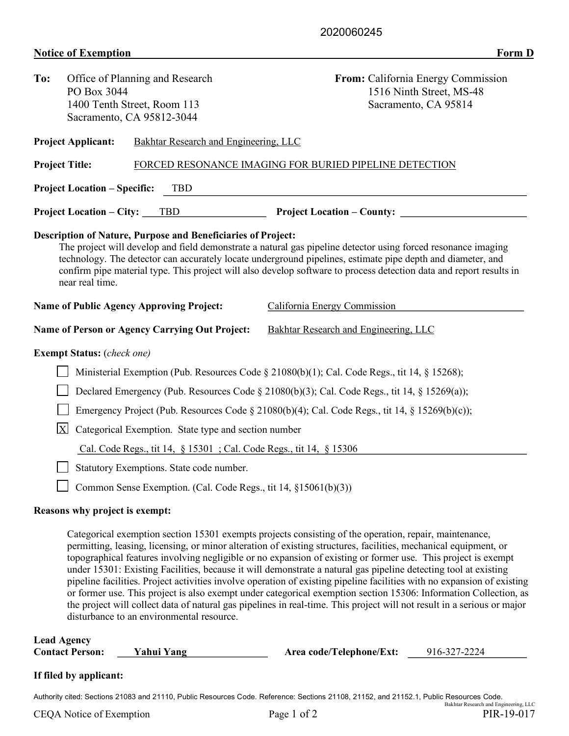2020060245

**Notice of Exemption** **Form D**

**To:** Office of Planning and Research
PO Box 3044
1400 Tenth Street, Room 113
Sacramento, CA 95812-3044

**From:** California Energy Commission
1516 Ninth Street, MS-48
Sacramento, CA 95814

**Project Applicant:** Bakhtar Research and Engineering, LLC

**Project Title:** FORCED RESONANCE IMAGING FOR BURIED PIPELINE DETECTION

**Project Location – Specific:** TBD

**Project Location – City:** TBD **Project Location – County:**

**Description of Nature, Purpose and Beneficiaries of Project:**

The project will develop and field demonstrate a natural gas pipeline detector using forced resonance imaging technology. The detector can accurately locate underground pipelines, estimate pipe depth and diameter, and confirm pipe material type. This project will also develop software to process detection data and report results in near real time.

**Name of Public Agency Approving Project:** California Energy Commission

**Name of Person or Agency Carrying Out Project:** Bakhtar Research and Engineering, LLC

**Exempt Status:** *(check one)*

- [ ] Ministerial Exemption (Pub. Resources Code § 21080(b)(1); Cal. Code Regs., tit 14, § 15268);
- [ ] Declared Emergency (Pub. Resources Code § 21080(b)(3); Cal. Code Regs., tit 14, § 15269(a));
- [ ] Emergency Project (Pub. Resources Code § 21080(b)(4); Cal. Code Regs., tit 14, § 15269(b)(c));
- [X] Categorical Exemption. State type and section number

  Cal. Code Regs., tit 14, § 15301 ; Cal. Code Regs., tit 14, § 15306
- [ ] Statutory Exemptions. State code number.
- [ ] Common Sense Exemption. (Cal. Code Regs., tit 14, §15061(b)(3))

**Reasons why project is exempt:**

Categorical exemption section 15301 exempts projects consisting of the operation, repair, maintenance, permitting, leasing, licensing, or minor alteration of existing structures, facilities, mechanical equipment, or topographical features involving negligible or no expansion of existing or former use. This project is exempt under 15301: Existing Facilities, because it will demonstrate a natural gas pipeline detecting tool at existing pipeline facilities. Project activities involve operation of existing pipeline facilities with no expansion of existing or former use. This project is also exempt under categorical exemption section 15306: Information Collection, as the project will collect data of natural gas pipelines in real-time. This project will not result in a serious or major disturbance to an environmental resource.

**Lead Agency Contact Person:** Yahui Yang **Area code/Telephone/Ext:** 916-327-2224

**If filed by applicant:**

Authority cited: Sections 21083 and 21110, Public Resources Code. Reference: Sections 21108, 21152, and 21152.1, Public Resources Code.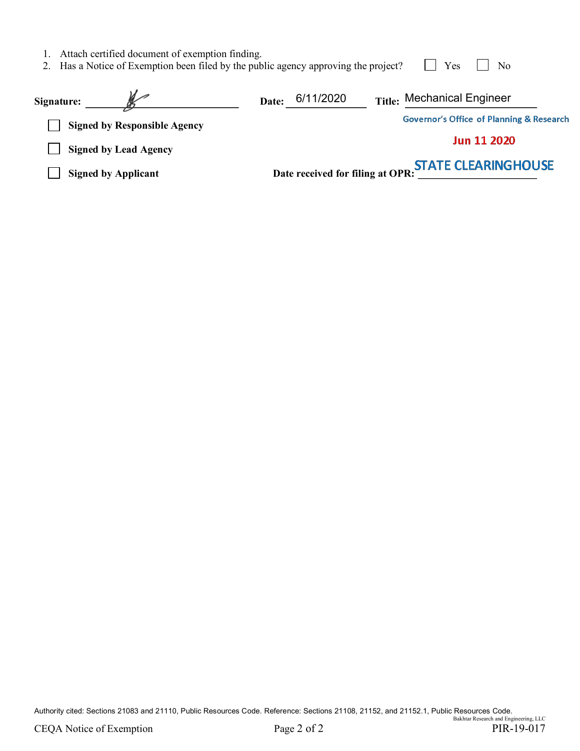1. Attach certified document of exemption finding.
2. Has a Notice of Exemption been filed by the public agency approving the project? ☐ Yes ☐ No

**Signature:** ________________ **Date:** 6/11/2020 **Title:** Mechanical Engineer

☐ **Signed by Responsible Agency**

☐ **Signed by Lead Agency**

☐ **Signed by Applicant**

Governor's Office of Planning & Research

Jun 11 2020

**Date received for filing at OPR:** STATE CLEARINGHOUSE

Authority cited: Sections 21083 and 21110, Public Resources Code. Reference: Sections 21108, 21152, and 21152.1, Public Resources Code.